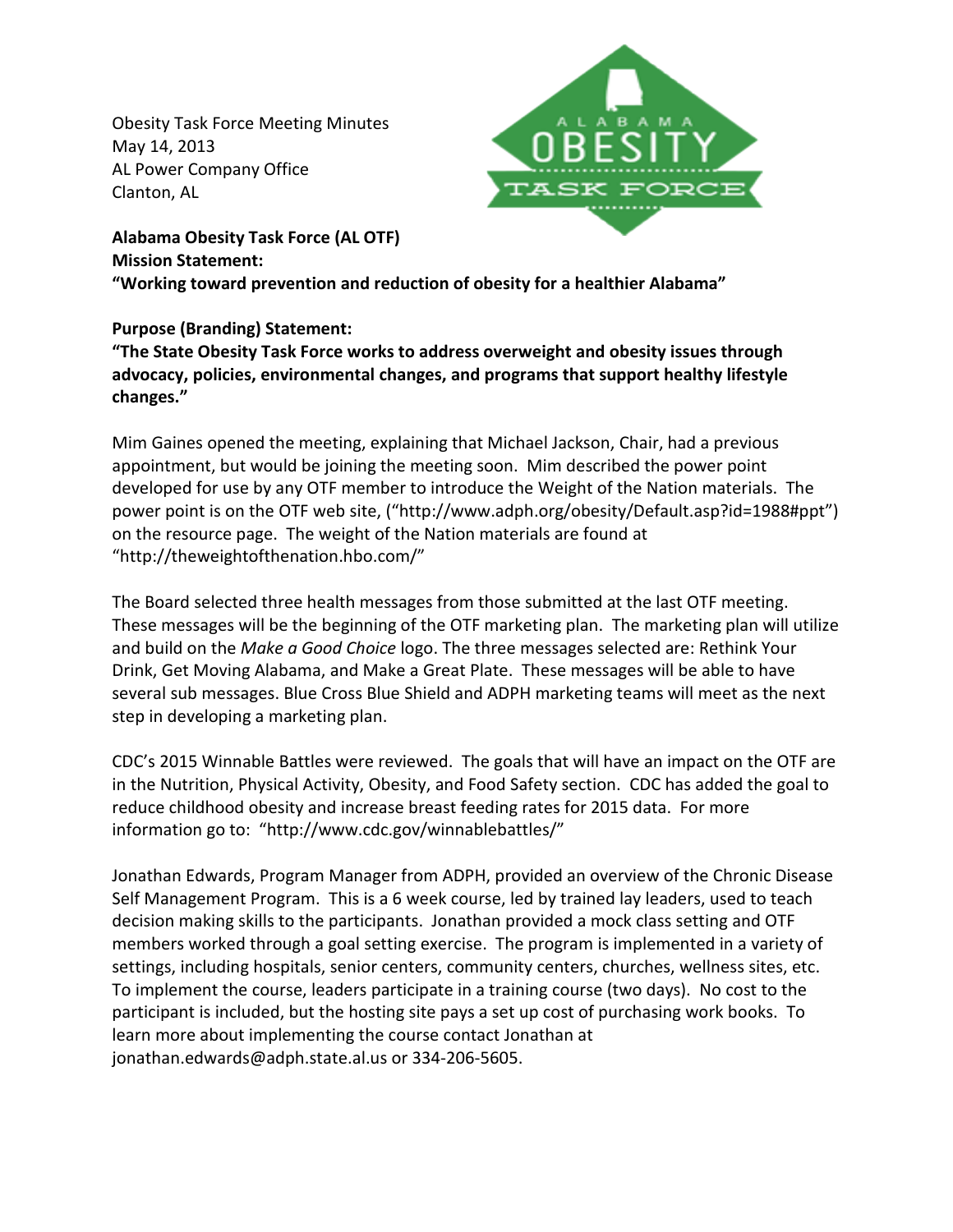Obesity Task Force Meeting Minutes
May 14, 2013
AL Power Company Office
Clanton, AL

**Alabama Obesity Task Force (AL OTF)**
**Mission Statement:**
**"Working toward prevention and reduction of obesity for a healthier Alabama"**

**Purpose (Branding) Statement:**
**"The State Obesity Task Force works to address overweight and obesity issues through advocacy, policies, environmental changes, and programs that support healthy lifestyle changes."**

Mim Gaines opened the meeting, explaining that Michael Jackson, Chair, had a previous appointment, but would be joining the meeting soon. Mim described the power point developed for use by any OTF member to introduce the Weight of the Nation materials. The power point is on the OTF web site, ("http://www.adph.org/obesity/Default.asp?id=1988#ppt") on the resource page. The weight of the Nation materials are found at "http://theweightofthenation.hbo.com/"

The Board selected three health messages from those submitted at the last OTF meeting. These messages will be the beginning of the OTF marketing plan. The marketing plan will utilize and build on the *Make a Good Choice* logo. The three messages selected are: Rethink Your Drink, Get Moving Alabama, and Make a Great Plate. These messages will be able to have several sub messages. Blue Cross Blue Shield and ADPH marketing teams will meet as the next step in developing a marketing plan.

CDC's 2015 Winnable Battles were reviewed. The goals that will have an impact on the OTF are in the Nutrition, Physical Activity, Obesity, and Food Safety section. CDC has added the goal to reduce childhood obesity and increase breast feeding rates for 2015 data. For more information go to: "http://www.cdc.gov/winnablebattles/"

Jonathan Edwards, Program Manager from ADPH, provided an overview of the Chronic Disease Self Management Program. This is a 6 week course, led by trained lay leaders, used to teach decision making skills to the participants. Jonathan provided a mock class setting and OTF members worked through a goal setting exercise. The program is implemented in a variety of settings, including hospitals, senior centers, community centers, churches, wellness sites, etc. To implement the course, leaders participate in a training course (two days). No cost to the participant is included, but the hosting site pays a set up cost of purchasing work books. To learn more about implementing the course contact Jonathan at jonathan.edwards@adph.state.al.us or 334-206-5605.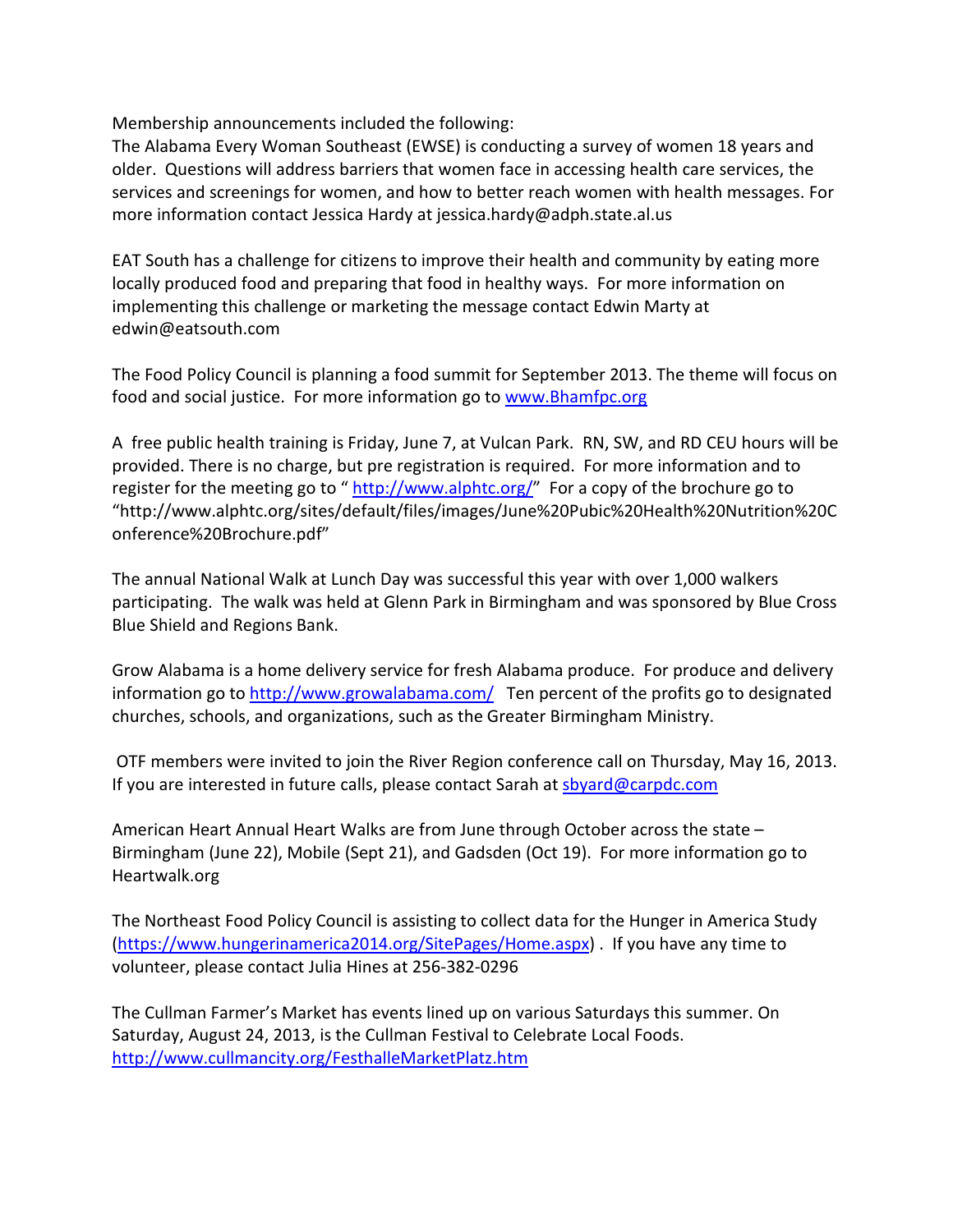Membership announcements included the following:
The Alabama Every Woman Southeast (EWSE) is conducting a survey of women 18 years and older. Questions will address barriers that women face in accessing health care services, the services and screenings for women, and how to better reach women with health messages. For more information contact Jessica Hardy at jessica.hardy@adph.state.al.us

EAT South has a challenge for citizens to improve their health and community by eating more locally produced food and preparing that food in healthy ways. For more information on implementing this challenge or marketing the message contact Edwin Marty at edwin@eatsouth.com

The Food Policy Council is planning a food summit for September 2013. The theme will focus on food and social justice. For more information go to www.Bhamfpc.org

A free public health training is Friday, June 7, at Vulcan Park. RN, SW, and RD CEU hours will be provided. There is no charge, but pre registration is required. For more information and to register for the meeting go to " http://www.alphtc.org/" For a copy of the brochure go to "http://www.alphtc.org/sites/default/files/images/June%20Pubic%20Health%20Nutrition%20Conference%20Brochure.pdf"

The annual National Walk at Lunch Day was successful this year with over 1,000 walkers participating. The walk was held at Glenn Park in Birmingham and was sponsored by Blue Cross Blue Shield and Regions Bank.

Grow Alabama is a home delivery service for fresh Alabama produce. For produce and delivery information go to http://www.growalabama.com/ Ten percent of the profits go to designated churches, schools, and organizations, such as the Greater Birmingham Ministry.

OTF members were invited to join the River Region conference call on Thursday, May 16, 2013. If you are interested in future calls, please contact Sarah at sbyard@carpdc.com

American Heart Annual Heart Walks are from June through October across the state – Birmingham (June 22), Mobile (Sept 21), and Gadsden (Oct 19). For more information go to Heartwalk.org

The Northeast Food Policy Council is assisting to collect data for the Hunger in America Study (https://www.hungerinamerica2014.org/SitePages/Home.aspx). If you have any time to volunteer, please contact Julia Hines at 256-382-0296

The Cullman Farmer's Market has events lined up on various Saturdays this summer. On Saturday, August 24, 2013, is the Cullman Festival to Celebrate Local Foods. http://www.cullmancity.org/FesthalleMarketPlatz.htm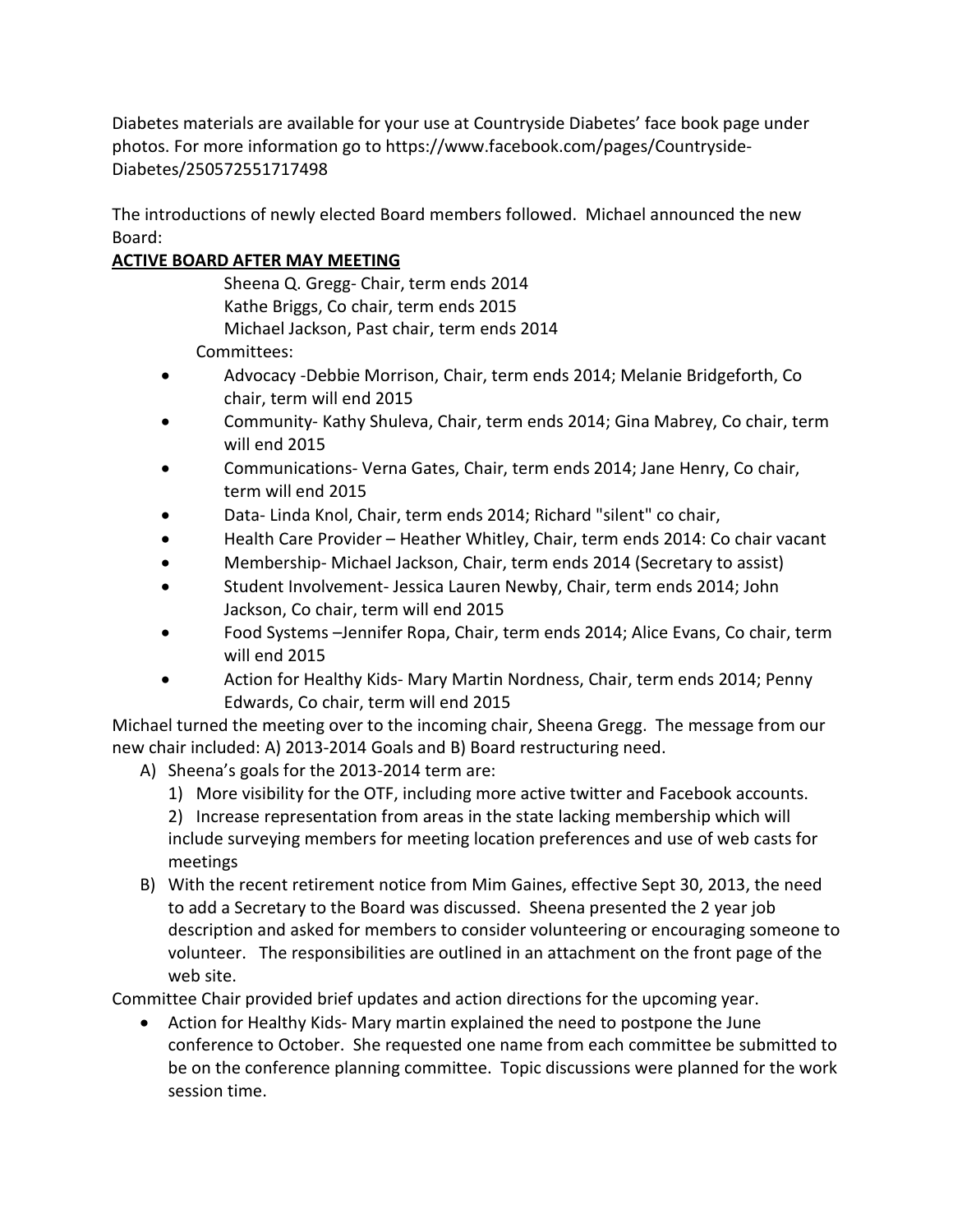Diabetes materials are available for your use at Countryside Diabetes' face book page under photos. For more information go to https://www.facebook.com/pages/Countryside-Diabetes/250572551717498

The introductions of newly elected Board members followed. Michael announced the new Board:

**ACTIVE BOARD AFTER MAY MEETING**

Sheena Q. Gregg- Chair, term ends 2014
Kathe Briggs, Co chair, term ends 2015
Michael Jackson, Past chair, term ends 2014

Committees:

- Advocacy -Debbie Morrison, Chair, term ends 2014; Melanie Bridgeforth, Co chair, term will end 2015
- Community- Kathy Shuleva, Chair, term ends 2014; Gina Mabrey, Co chair, term will end 2015
- Communications- Verna Gates, Chair, term ends 2014; Jane Henry, Co chair, term will end 2015
- Data- Linda Knol, Chair, term ends 2014; Richard "silent" co chair,
- Health Care Provider – Heather Whitley, Chair, term ends 2014: Co chair vacant
- Membership- Michael Jackson, Chair, term ends 2014 (Secretary to assist)
- Student Involvement- Jessica Lauren Newby, Chair, term ends 2014; John Jackson, Co chair, term will end 2015
- Food Systems –Jennifer Ropa, Chair, term ends 2014; Alice Evans, Co chair, term will end 2015
- Action for Healthy Kids- Mary Martin Nordness, Chair, term ends 2014; Penny Edwards, Co chair, term will end 2015

Michael turned the meeting over to the incoming chair, Sheena Gregg. The message from our new chair included: A) 2013-2014 Goals and B) Board restructuring need.

A) Sheena's goals for the 2013-2014 term are:
   1) More visibility for the OTF, including more active twitter and Facebook accounts.
   2) Increase representation from areas in the state lacking membership which will include surveying members for meeting location preferences and use of web casts for meetings
B) With the recent retirement notice from Mim Gaines, effective Sept 30, 2013, the need to add a Secretary to the Board was discussed. Sheena presented the 2 year job description and asked for members to consider volunteering or encouraging someone to volunteer. The responsibilities are outlined in an attachment on the front page of the web site.

Committee Chair provided brief updates and action directions for the upcoming year.

- Action for Healthy Kids- Mary martin explained the need to postpone the June conference to October. She requested one name from each committee be submitted to be on the conference planning committee. Topic discussions were planned for the work session time.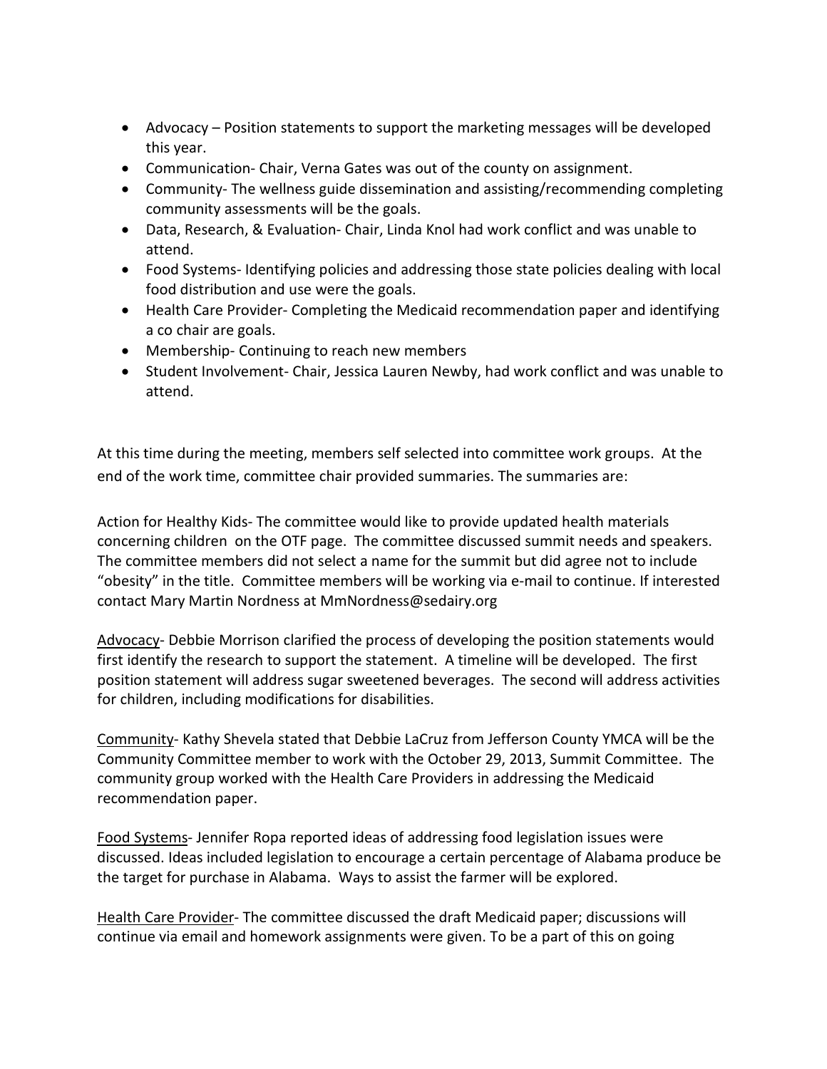- Advocacy – Position statements to support the marketing messages will be developed this year.
- Communication- Chair, Verna Gates was out of the county on assignment.
- Community- The wellness guide dissemination and assisting/recommending completing community assessments will be the goals.
- Data, Research, & Evaluation- Chair, Linda Knol had work conflict and was unable to attend.
- Food Systems- Identifying policies and addressing those state policies dealing with local food distribution and use were the goals.
- Health Care Provider- Completing the Medicaid recommendation paper and identifying a co chair are goals.
- Membership- Continuing to reach new members
- Student Involvement- Chair, Jessica Lauren Newby, had work conflict and was unable to attend.

At this time during the meeting, members self selected into committee work groups. At the end of the work time, committee chair provided summaries. The summaries are:

Action for Healthy Kids- The committee would like to provide updated health materials concerning children on the OTF page. The committee discussed summit needs and speakers. The committee members did not select a name for the summit but did agree not to include "obesity" in the title. Committee members will be working via e-mail to continue. If interested contact Mary Martin Nordness at MmNordness@sedairy.org

<u>Advocacy</u>- Debbie Morrison clarified the process of developing the position statements would first identify the research to support the statement. A timeline will be developed. The first position statement will address sugar sweetened beverages. The second will address activities for children, including modifications for disabilities.

<u>Community</u>- Kathy Shevela stated that Debbie LaCruz from Jefferson County YMCA will be the Community Committee member to work with the October 29, 2013, Summit Committee. The community group worked with the Health Care Providers in addressing the Medicaid recommendation paper.

<u>Food Systems</u>- Jennifer Ropa reported ideas of addressing food legislation issues were discussed. Ideas included legislation to encourage a certain percentage of Alabama produce be the target for purchase in Alabama. Ways to assist the farmer will be explored.

<u>Health Care Provider</u>- The committee discussed the draft Medicaid paper; discussions will continue via email and homework assignments were given. To be a part of this on going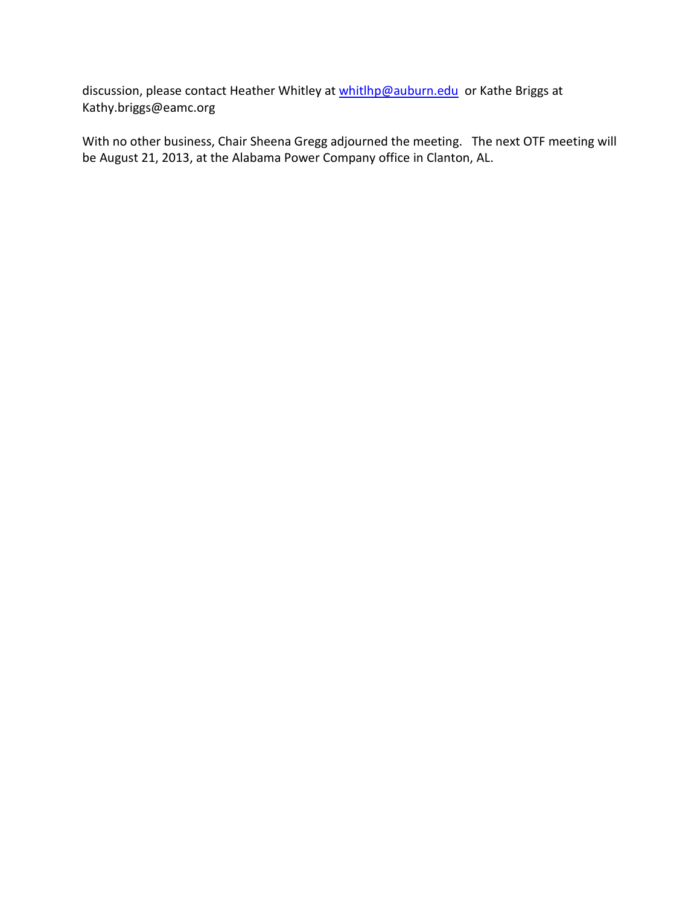discussion, please contact Heather Whitley at [whitlhp@auburn.edu](mailto:whitlhp@auburn.edu) or Kathe Briggs at Kathy.briggs@eamc.org

With no other business, Chair Sheena Gregg adjourned the meeting. The next OTF meeting will be August 21, 2013, at the Alabama Power Company office in Clanton, AL.